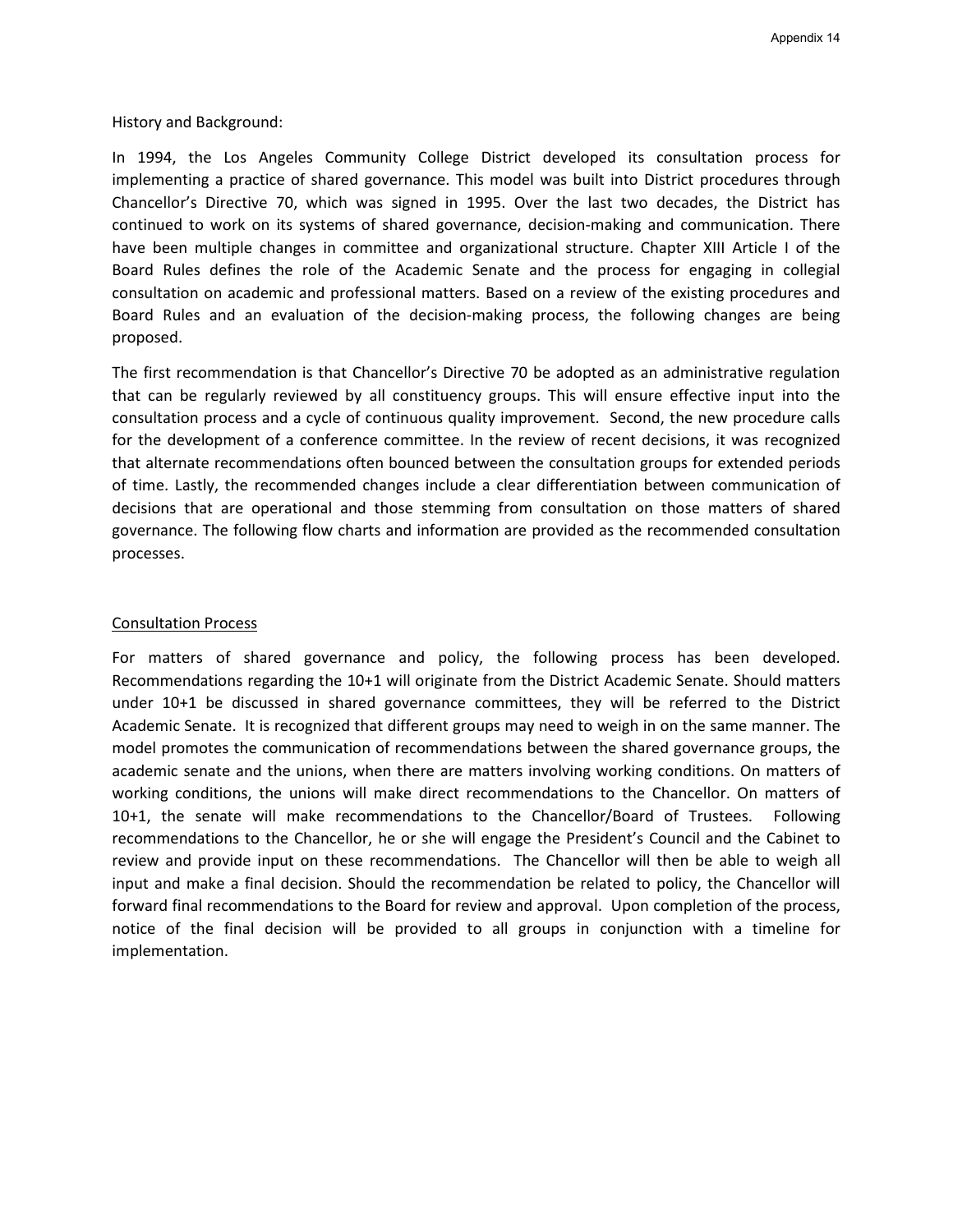History and Background:

In 1994, the Los Angeles Community College District developed its consultation process for implementing a practice of shared governance. This model was built into District procedures through Chancellor's Directive 70, which was signed in 1995. Over the last two decades, the District has continued to work on its systems of shared governance, decision-making and communication. There have been multiple changes in committee and organizational structure. Chapter XIII Article I of the Board Rules defines the role of the Academic Senate and the process for engaging in collegial consultation on academic and professional matters. Based on a review of the existing procedures and Board Rules and an evaluation of the decision-making process, the following changes are being proposed.

The first recommendation is that Chancellor's Directive 70 be adopted as an administrative regulation that can be regularly reviewed by all constituency groups. This will ensure effective input into the consultation process and a cycle of continuous quality improvement. Second, the new procedure calls for the development of a conference committee. In the review of recent decisions, it was recognized that alternate recommendations often bounced between the consultation groups for extended periods of time. Lastly, the recommended changes include a clear differentiation between communication of decisions that are operational and those stemming from consultation on those matters of shared governance. The following flow charts and information are provided as the recommended consultation processes.

<u>Consultation Process</u>

For matters of shared governance and policy, the following process has been developed. Recommendations regarding the 10+1 will originate from the District Academic Senate. Should matters under 10+1 be discussed in shared governance committees, they will be referred to the District Academic Senate. It is recognized that different groups may need to weigh in on the same manner. The model promotes the communication of recommendations between the shared governance groups, the academic senate and the unions, when there are matters involving working conditions. On matters of working conditions, the unions will make direct recommendations to the Chancellor. On matters of 10+1, the senate will make recommendations to the Chancellor/Board of Trustees. Following recommendations to the Chancellor, he or she will engage the President's Council and the Cabinet to review and provide input on these recommendations. The Chancellor will then be able to weigh all input and make a final decision. Should the recommendation be related to policy, the Chancellor will forward final recommendations to the Board for review and approval. Upon completion of the process, notice of the final decision will be provided to all groups in conjunction with a timeline for implementation.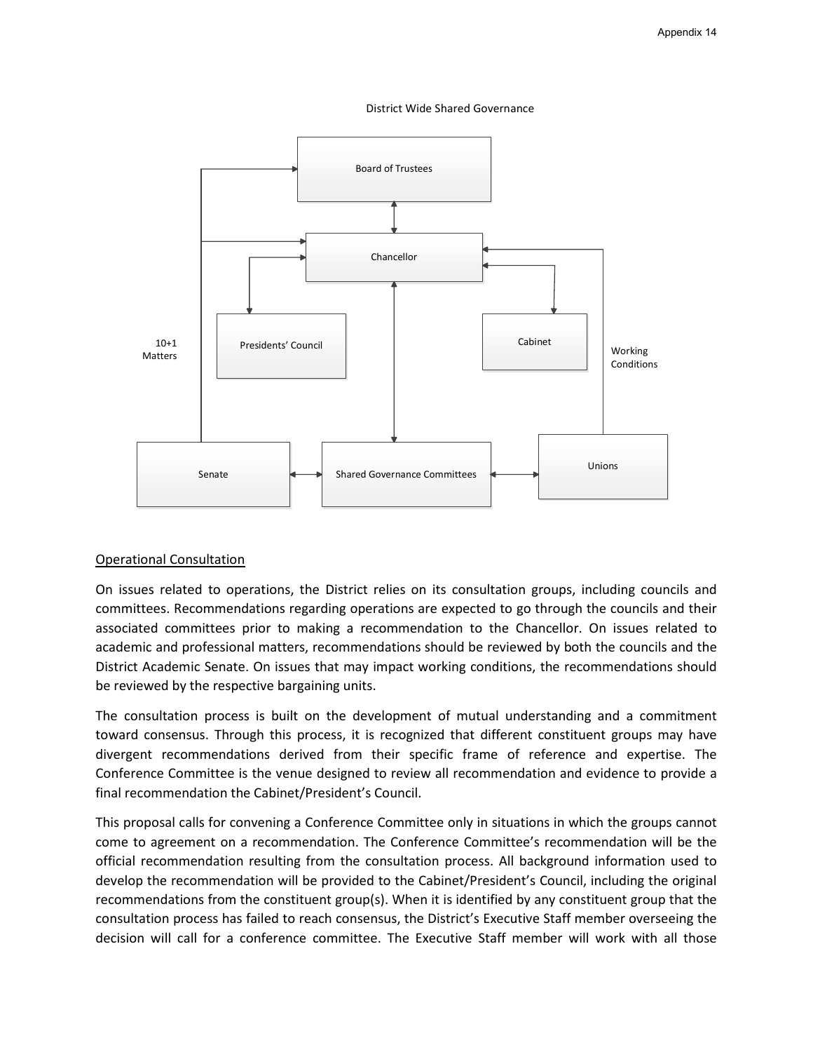District Wide Shared Governance

Board of Trustees

Chancellor

Presidents' Council

Cabinet

10+1 Matters

Working Conditions

Senate

Shared Governance Committees

Unions

Operational Consultation

On issues related to operations, the District relies on its consultation groups, including councils and committees. Recommendations regarding operations are expected to go through the councils and their associated committees prior to making a recommendation to the Chancellor. On issues related to academic and professional matters, recommendations should be reviewed by both the councils and the District Academic Senate. On issues that may impact working conditions, the recommendations should be reviewed by the respective bargaining units.

The consultation process is built on the development of mutual understanding and a commitment toward consensus. Through this process, it is recognized that different constituent groups may have divergent recommendations derived from their specific frame of reference and expertise. The Conference Committee is the venue designed to review all recommendation and evidence to provide a final recommendation the Cabinet/President's Council.

This proposal calls for convening a Conference Committee only in situations in which the groups cannot come to agreement on a recommendation. The Conference Committee's recommendation will be the official recommendation resulting from the consultation process. All background information used to develop the recommendation will be provided to the Cabinet/President's Council, including the original recommendations from the constituent group(s). When it is identified by any constituent group that the consultation process has failed to reach consensus, the District's Executive Staff member overseeing the decision will call for a conference committee. The Executive Staff member will work with all those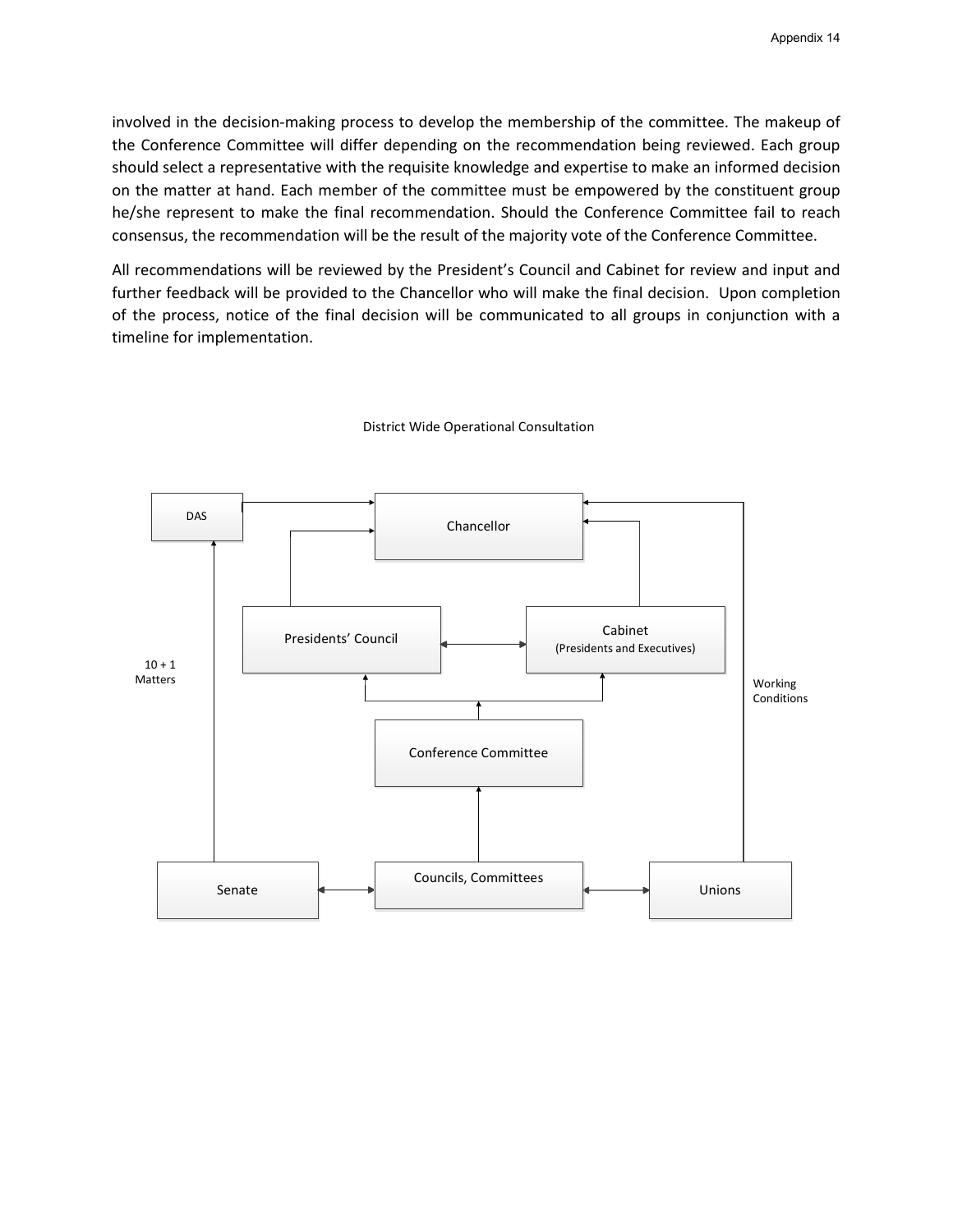involved in the decision-making process to develop the membership of the committee. The makeup of the Conference Committee will differ depending on the recommendation being reviewed. Each group should select a representative with the requisite knowledge and expertise to make an informed decision on the matter at hand. Each member of the committee must be empowered by the constituent group he/she represent to make the final recommendation. Should the Conference Committee fail to reach consensus, the recommendation will be the result of the majority vote of the Conference Committee.

All recommendations will be reviewed by the President's Council and Cabinet for review and input and further feedback will be provided to the Chancellor who will make the final decision. Upon completion of the process, notice of the final decision will be communicated to all groups in conjunction with a timeline for implementation.

District Wide Operational Consultation

DAS

Chancellor

Presidents' Council

Cabinet
(Presidents and Executives)

10 + 1
Matters

Working
Conditions

Conference Committee

Senate

Councils, Committees

Unions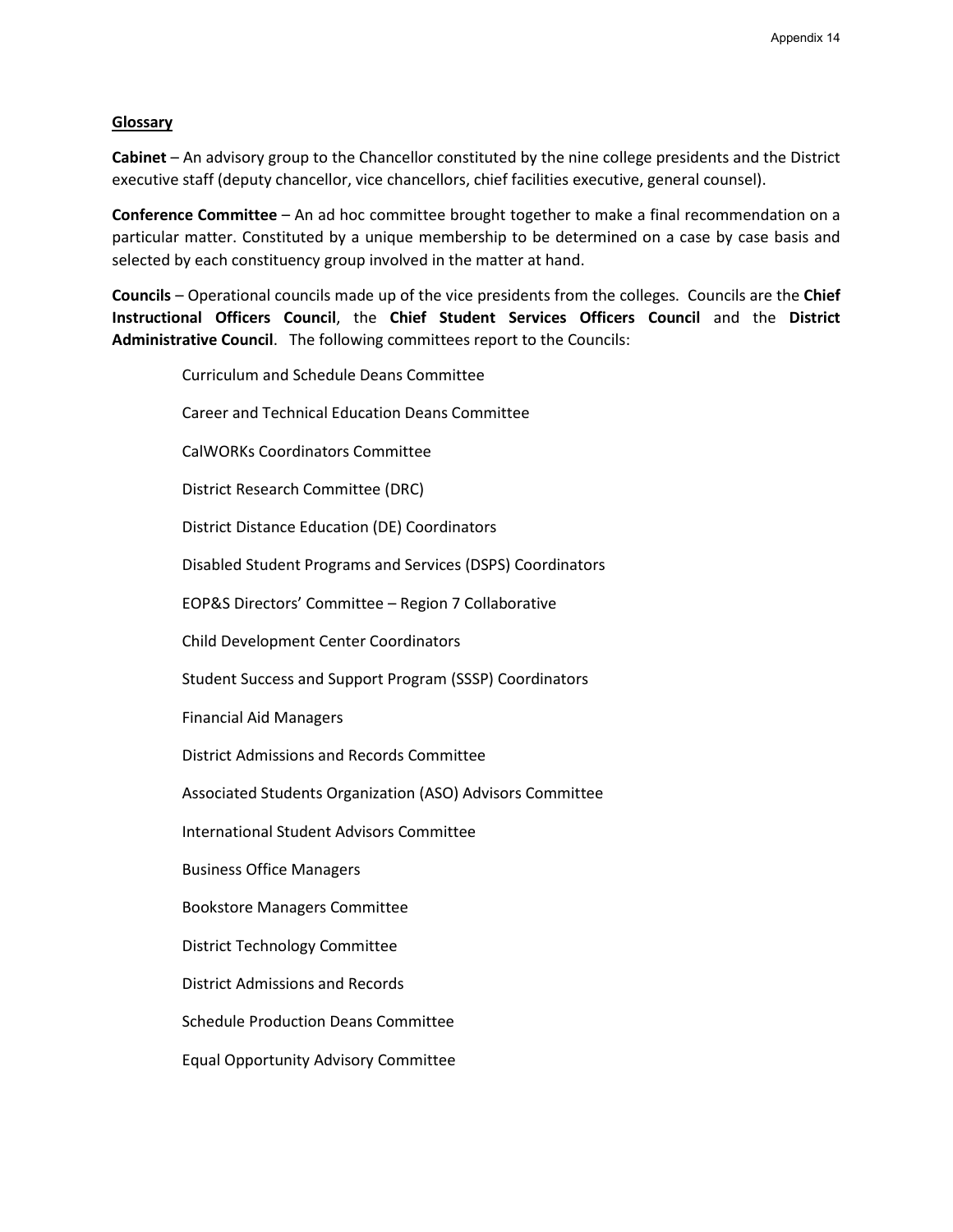**Glossary**

**Cabinet** – An advisory group to the Chancellor constituted by the nine college presidents and the District executive staff (deputy chancellor, vice chancellors, chief facilities executive, general counsel).

**Conference Committee** – An ad hoc committee brought together to make a final recommendation on a particular matter. Constituted by a unique membership to be determined on a case by case basis and selected by each constituency group involved in the matter at hand.

**Councils** – Operational councils made up of the vice presidents from the colleges. Councils are the **Chief Instructional Officers Council**, the **Chief Student Services Officers Council** and the **District Administrative Council**. The following committees report to the Councils:

- Curriculum and Schedule Deans Committee
- Career and Technical Education Deans Committee
- CalWORKs Coordinators Committee
- District Research Committee (DRC)
- District Distance Education (DE) Coordinators
- Disabled Student Programs and Services (DSPS) Coordinators
- EOP&S Directors' Committee – Region 7 Collaborative
- Child Development Center Coordinators
- Student Success and Support Program (SSSP) Coordinators
- Financial Aid Managers
- District Admissions and Records Committee
- Associated Students Organization (ASO) Advisors Committee
- International Student Advisors Committee
- Business Office Managers
- Bookstore Managers Committee
- District Technology Committee
- District Admissions and Records
- Schedule Production Deans Committee
- Equal Opportunity Advisory Committee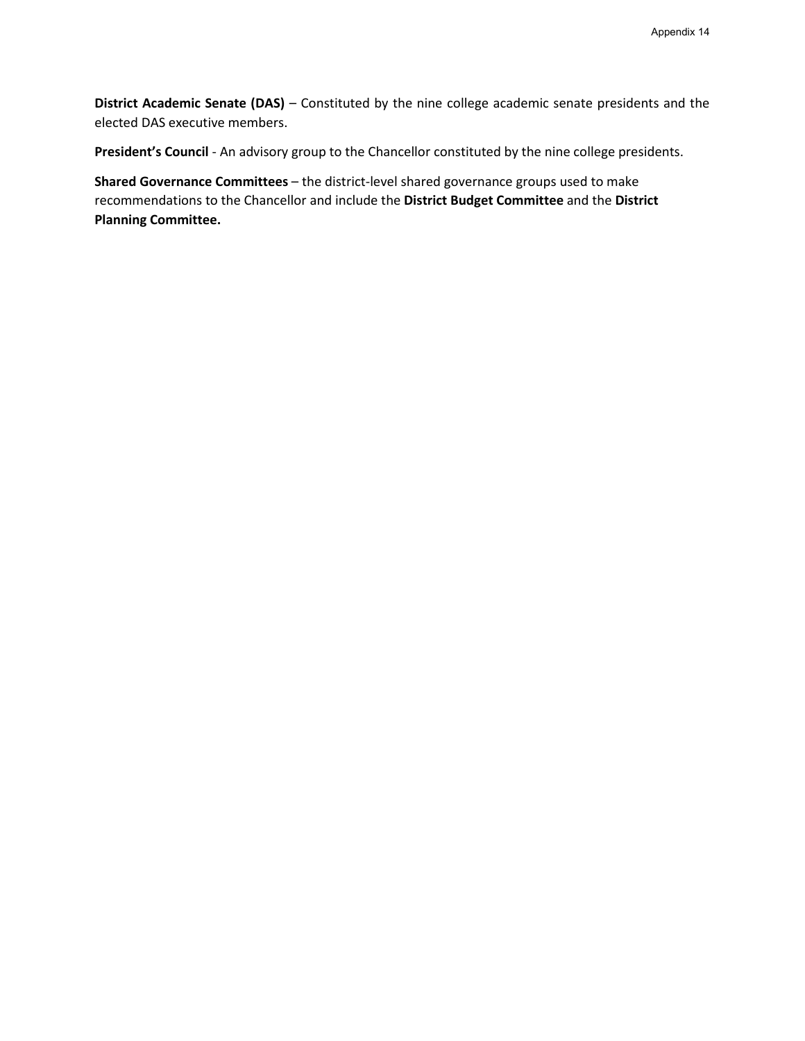**District Academic Senate (DAS)** – Constituted by the nine college academic senate presidents and the elected DAS executive members.

**President's Council** - An advisory group to the Chancellor constituted by the nine college presidents.

**Shared Governance Committees** – the district-level shared governance groups used to make recommendations to the Chancellor and include the **District Budget Committee** and the **District Planning Committee.**